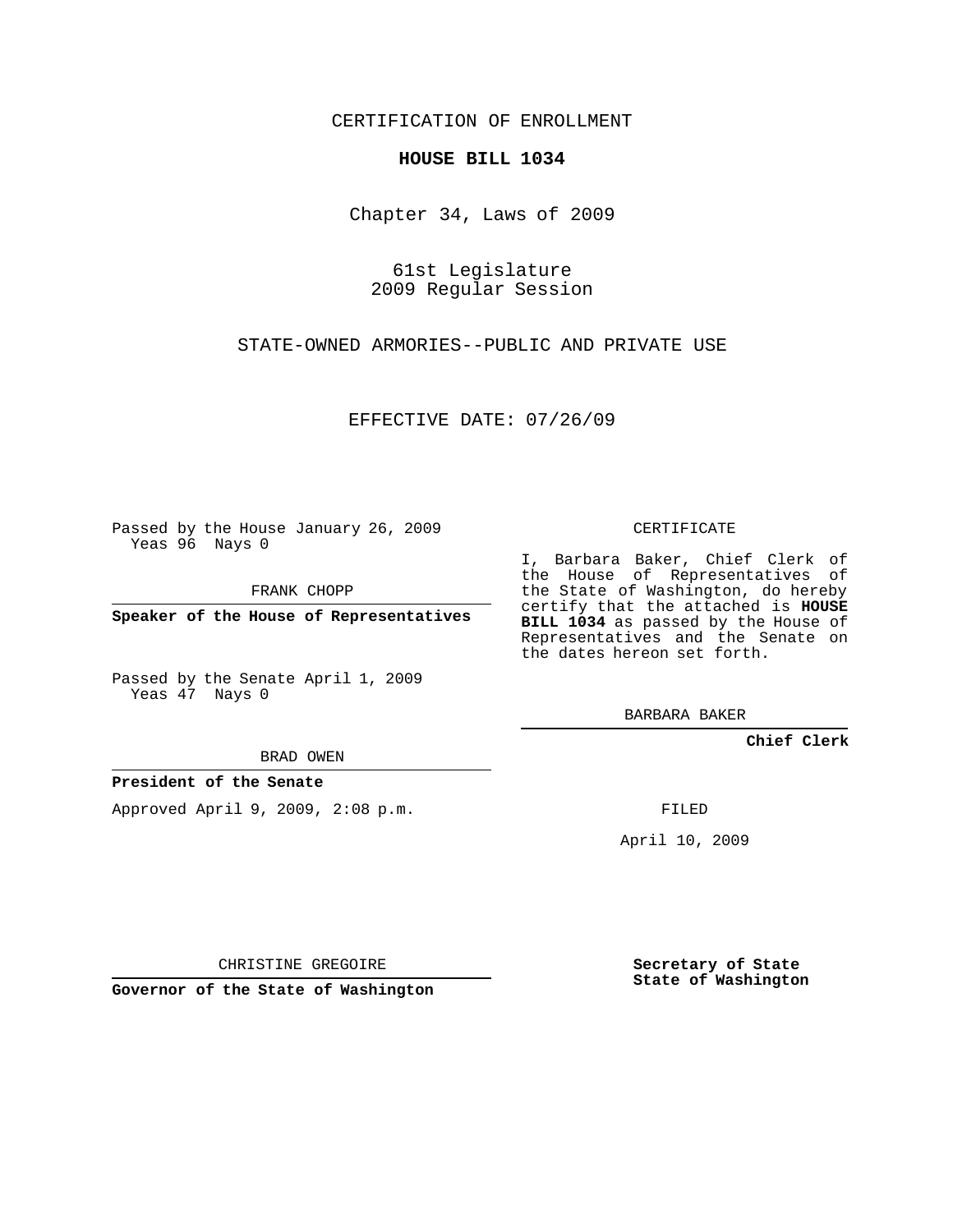CERTIFICATION OF ENROLLMENT

**HOUSE BILL 1034**

Chapter 34, Laws of 2009

61st Legislature
2009 Regular Session

STATE-OWNED ARMORIES--PUBLIC AND PRIVATE USE

EFFECTIVE DATE: 07/26/09

Passed by the House January 26, 2009
Yeas 96 Nays 0

FRANK CHOPP

**Speaker of the House of Representatives**

Passed by the Senate April 1, 2009
Yeas 47 Nays 0

BRAD OWEN

**President of the Senate**

Approved April 9, 2009, 2:08 p.m.

CHRISTINE GREGOIRE

**Governor of the State of Washington**

CERTIFICATE

I, Barbara Baker, Chief Clerk of the House of Representatives of the State of Washington, do hereby certify that the attached is **HOUSE BILL 1034** as passed by the House of Representatives and the Senate on the dates hereon set forth.

BARBARA BAKER

**Chief Clerk**

FILED

April 10, 2009

**Secretary of State**
**State of Washington**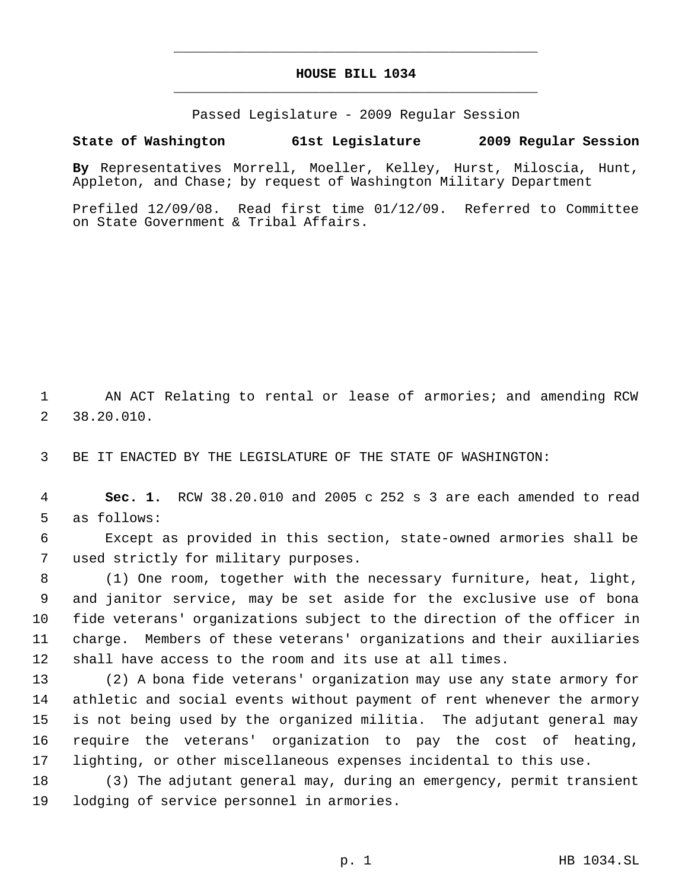# HOUSE BILL 1034

Passed Legislature - 2009 Regular Session

**State of Washington 61st Legislature 2009 Regular Session**

**By** Representatives Morrell, Moeller, Kelley, Hurst, Miloscia, Hunt, Appleton, and Chase; by request of Washington Military Department

Prefiled 12/09/08. Read first time 01/12/09. Referred to Committee on State Government & Tribal Affairs.

AN ACT Relating to rental or lease of armories; and amending RCW 38.20.010.

BE IT ENACTED BY THE LEGISLATURE OF THE STATE OF WASHINGTON:

**Sec. 1.** RCW 38.20.010 and 2005 c 252 s 3 are each amended to read as follows:

Except as provided in this section, state-owned armories shall be used strictly for military purposes.

(1) One room, together with the necessary furniture, heat, light, and janitor service, may be set aside for the exclusive use of bona fide veterans' organizations subject to the direction of the officer in charge. Members of these veterans' organizations and their auxiliaries shall have access to the room and its use at all times.

(2) A bona fide veterans' organization may use any state armory for athletic and social events without payment of rent whenever the armory is not being used by the organized militia. The adjutant general may require the veterans' organization to pay the cost of heating, lighting, or other miscellaneous expenses incidental to this use.

(3) The adjutant general may, during an emergency, permit transient lodging of service personnel in armories.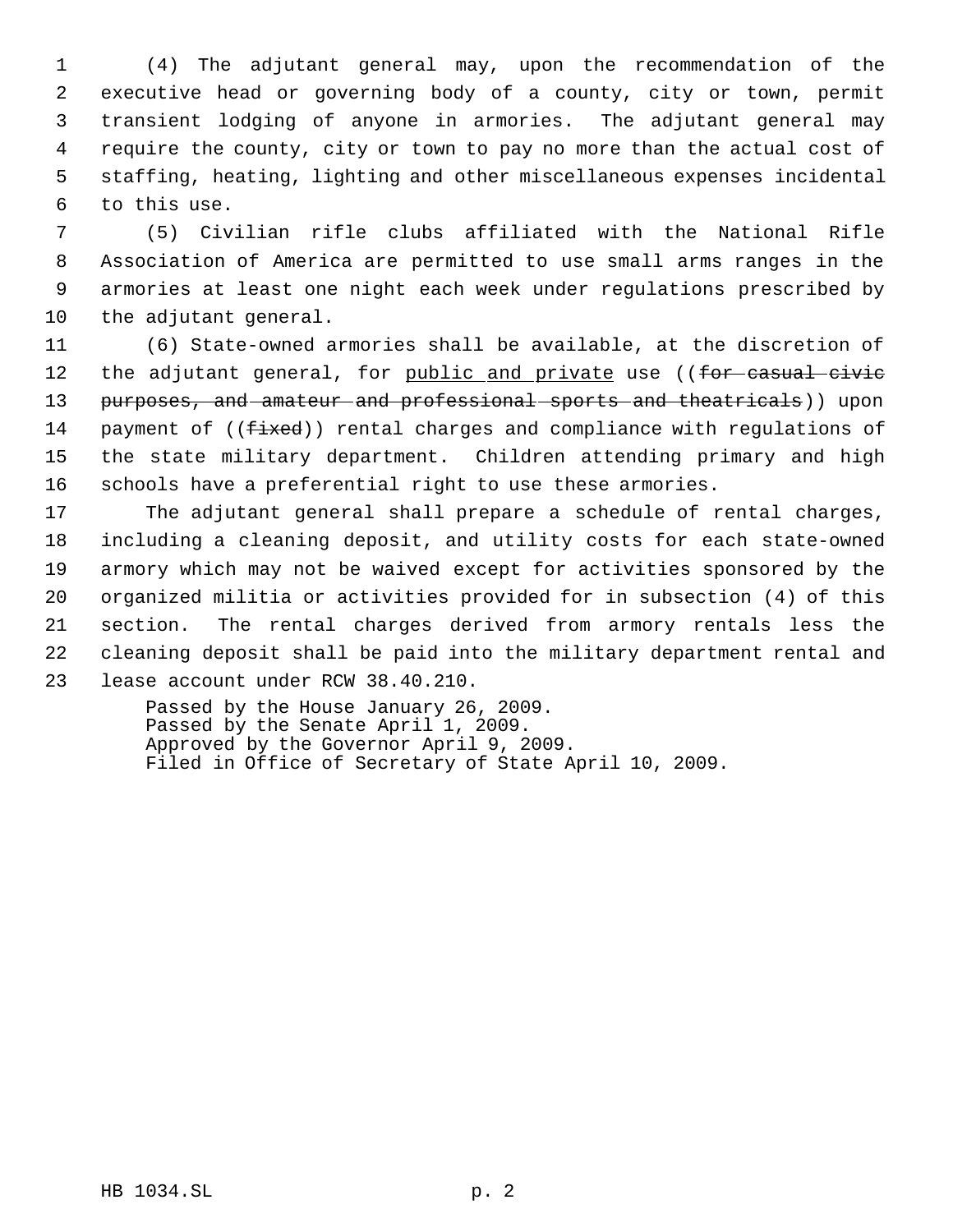(4) The adjutant general may, upon the recommendation of the executive head or governing body of a county, city or town, permit transient lodging of anyone in armories. The adjutant general may require the county, city or town to pay no more than the actual cost of staffing, heating, lighting and other miscellaneous expenses incidental to this use.

(5) Civilian rifle clubs affiliated with the National Rifle Association of America are permitted to use small arms ranges in the armories at least one night each week under regulations prescribed by the adjutant general.

(6) State-owned armories shall be available, at the discretion of the adjutant general, for <u>public and private</u> use ((~~for casual civic purposes, and amateur and professional sports and theatricals~~)) upon payment of ((~~fixed~~)) rental charges and compliance with regulations of the state military department. Children attending primary and high schools have a preferential right to use these armories.

The adjutant general shall prepare a schedule of rental charges, including a cleaning deposit, and utility costs for each state-owned armory which may not be waived except for activities sponsored by the organized militia or activities provided for in subsection (4) of this section. The rental charges derived from armory rentals less the cleaning deposit shall be paid into the military department rental and lease account under RCW 38.40.210.

Passed by the House January 26, 2009.
Passed by the Senate April 1, 2009.
Approved by the Governor April 9, 2009.
Filed in Office of Secretary of State April 10, 2009.